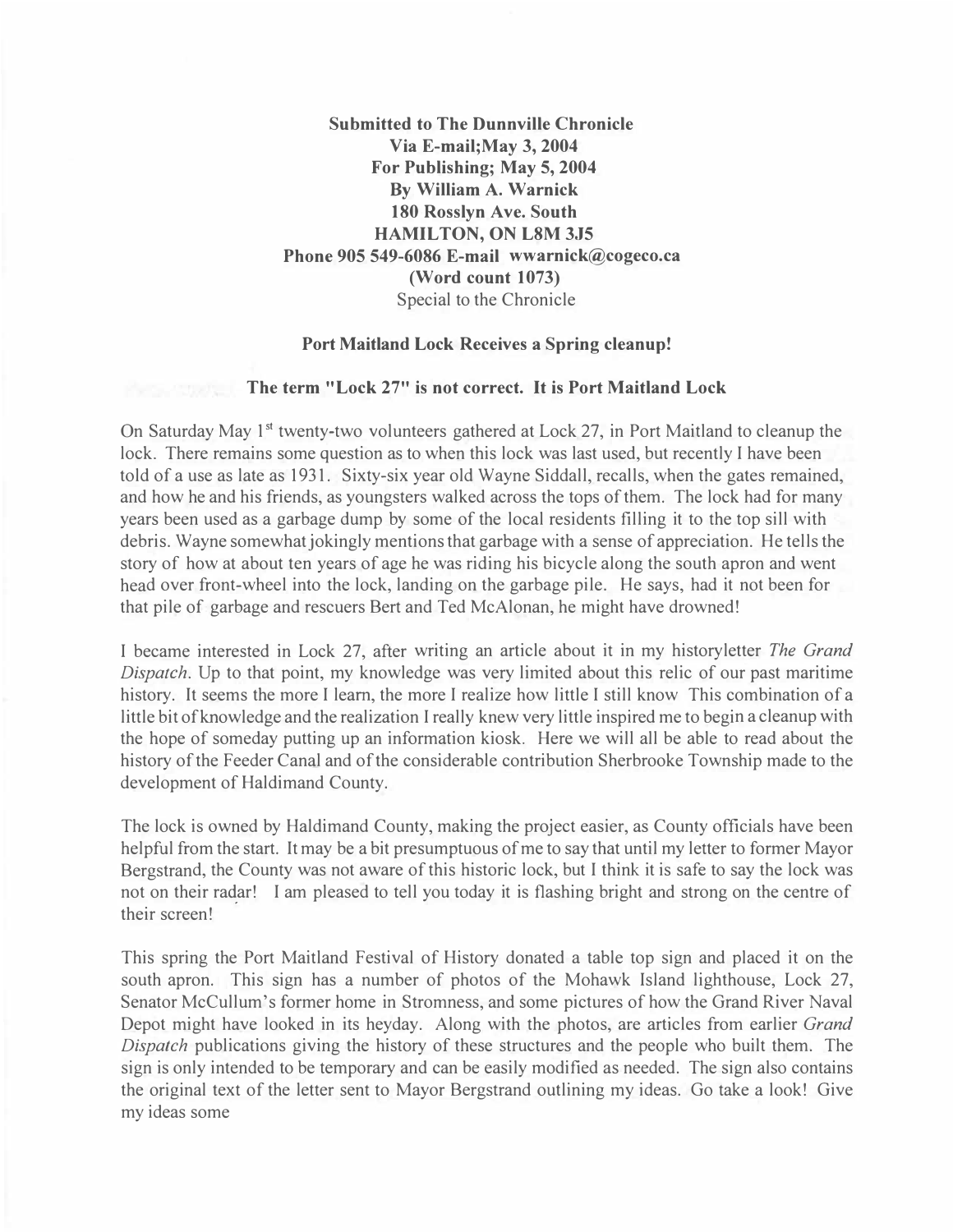**Submitted to The Dunnville Chronicle**
**Via E-mail;May 3, 2004**
**For Publishing; May 5, 2004**
**By William A. Warnick**
**180 Rosslyn Ave. South**
**HAMILTON, ON L8M 3J5**
**Phone 905 549-6086 E-mail wwarnick@cogeco.ca**
**(Word count 1073)**
Special to the Chronicle

**Port Maitland Lock Receives a Spring cleanup!**

**The term "Lock 27" is not correct. It is Port Maitland Lock**

On Saturday May 1st twenty-two volunteers gathered at Lock 27, in Port Maitland to cleanup the lock. There remains some question as to when this lock was last used, but recently I have been told of a use as late as 1931. Sixty-six year old Wayne Siddall, recalls, when the gates remained, and how he and his friends, as youngsters walked across the tops of them. The lock had for many years been used as a garbage dump by some of the local residents filling it to the top sill with debris. Wayne somewhat jokingly mentions that garbage with a sense of appreciation. He tells the story of how at about ten years of age he was riding his bicycle along the south apron and went head over front-wheel into the lock, landing on the garbage pile. He says, had it not been for that pile of garbage and rescuers Bert and Ted McAlonan, he might have drowned!

I became interested in Lock 27, after writing an article about it in my historyletter *The Grand Dispatch*. Up to that point, my knowledge was very limited about this relic of our past maritime history. It seems the more I learn, the more I realize how little I still know This combination of a little bit of knowledge and the realization I really knew very little inspired me to begin a cleanup with the hope of someday putting up an information kiosk. Here we will all be able to read about the history of the Feeder Canal and of the considerable contribution Sherbrooke Township made to the development of Haldimand County.

The lock is owned by Haldimand County, making the project easier, as County officials have been helpful from the start. It may be a bit presumptuous of me to say that until my letter to former Mayor Bergstrand, the County was not aware of this historic lock, but I think it is safe to say the lock was not on their radar! I am pleased to tell you today it is flashing bright and strong on the centre of their screen!

This spring the Port Maitland Festival of History donated a table top sign and placed it on the south apron. This sign has a number of photos of the Mohawk Island lighthouse, Lock 27, Senator McCullum's former home in Stromness, and some pictures of how the Grand River Naval Depot might have looked in its heyday. Along with the photos, are articles from earlier *Grand Dispatch* publications giving the history of these structures and the people who built them. The sign is only intended to be temporary and can be easily modified as needed. The sign also contains the original text of the letter sent to Mayor Bergstrand outlining my ideas. Go take a look! Give my ideas some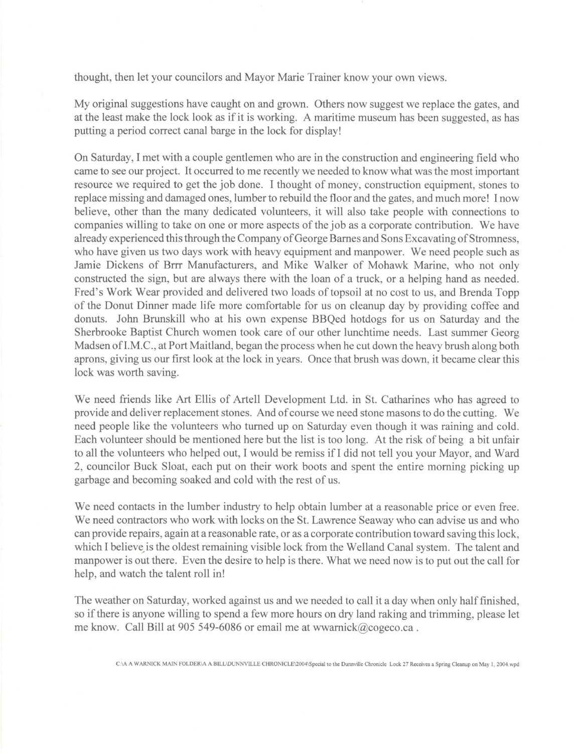thought, then let your councilors and Mayor Marie Trainer know your own views.

My original suggestions have caught on and grown. Others now suggest we replace the gates, and at the least make the lock look as if it is working. A maritime museum has been suggested, as has putting a period correct canal barge in the lock for display!

On Saturday, I met with a couple gentlemen who are in the construction and engineering field who came to see our project. It occurred to me recently we needed to know what was the most important resource we required to get the job done. I thought of money, construction equipment, stones to replace missing and damaged ones, lumber to rebuild the floor and the gates, and much more! I now believe, other than the many dedicated volunteers, it will also take people with connections to companies willing to take on one or more aspects of the job as a corporate contribution. We have already experienced this through the Company of George Barnes and Sons Excavating of Stromness, who have given us two days work with heavy equipment and manpower. We need people such as Jamie Dickens of Brrr Manufacturers, and Mike Walker of Mohawk Marine, who not only constructed the sign, but are always there with the loan of a truck, or a helping hand as needed. Fred's Work Wear provided and delivered two loads of topsoil at no cost to us, and Brenda Topp of the Donut Dinner made life more comfortable for us on cleanup day by providing coffee and donuts. John Brunskill who at his own expense BBQed hotdogs for us on Saturday and the Sherbrooke Baptist Church women took care of our other lunchtime needs. Last summer Georg Madsen of I.M.C., at Port Maitland, began the process when he cut down the heavy brush along both aprons, giving us our first look at the lock in years. Once that brush was down, it became clear this lock was worth saving.

We need friends like Art Ellis of Artell Development Ltd. in St. Catharines who has agreed to provide and deliver replacement stones. And of course we need stone masons to do the cutting. We need people like the volunteers who turned up on Saturday even though it was raining and cold. Each volunteer should be mentioned here but the list is too long. At the risk of being a bit unfair to all the volunteers who helped out, I would be remiss if I did not tell you your Mayor, and Ward 2, councilor Buck Sloat, each put on their work boots and spent the entire morning picking up garbage and becoming soaked and cold with the rest of us.

We need contacts in the lumber industry to help obtain lumber at a reasonable price or even free. We need contractors who work with locks on the St. Lawrence Seaway who can advise us and who can provide repairs, again at a reasonable rate, or as a corporate contribution toward saving this lock, which I believe is the oldest remaining visible lock from the Welland Canal system. The talent and manpower is out there. Even the desire to help is there. What we need now is to put out the call for help, and watch the talent roll in!

The weather on Saturday, worked against us and we needed to call it a day when only half finished, so if there is anyone willing to spend a few more hours on dry land raking and trimming, please let me know. Call Bill at 905 549-6086 or email me at wwarnick@cogeco.ca .

C:\A A WARNICK MAIN FOLDER\A A BILL\DUNNVILLE CHRONICLE\2004\Special to the Dunnville Chronicle Lock 27 Receives a Spring Cleanup on May 1, 2004.wpd